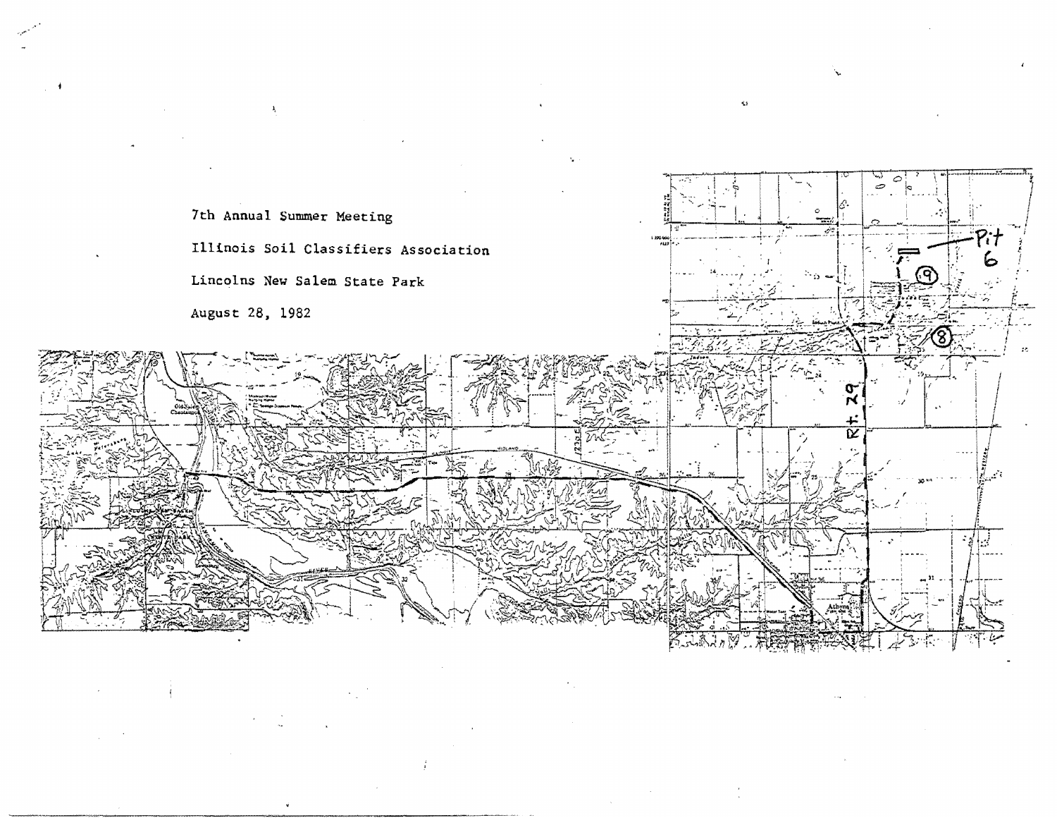7th Annual Summer Meeting

Illinois Soil Classifiers Association

Lincolns New Salem State Park

August 28, 1982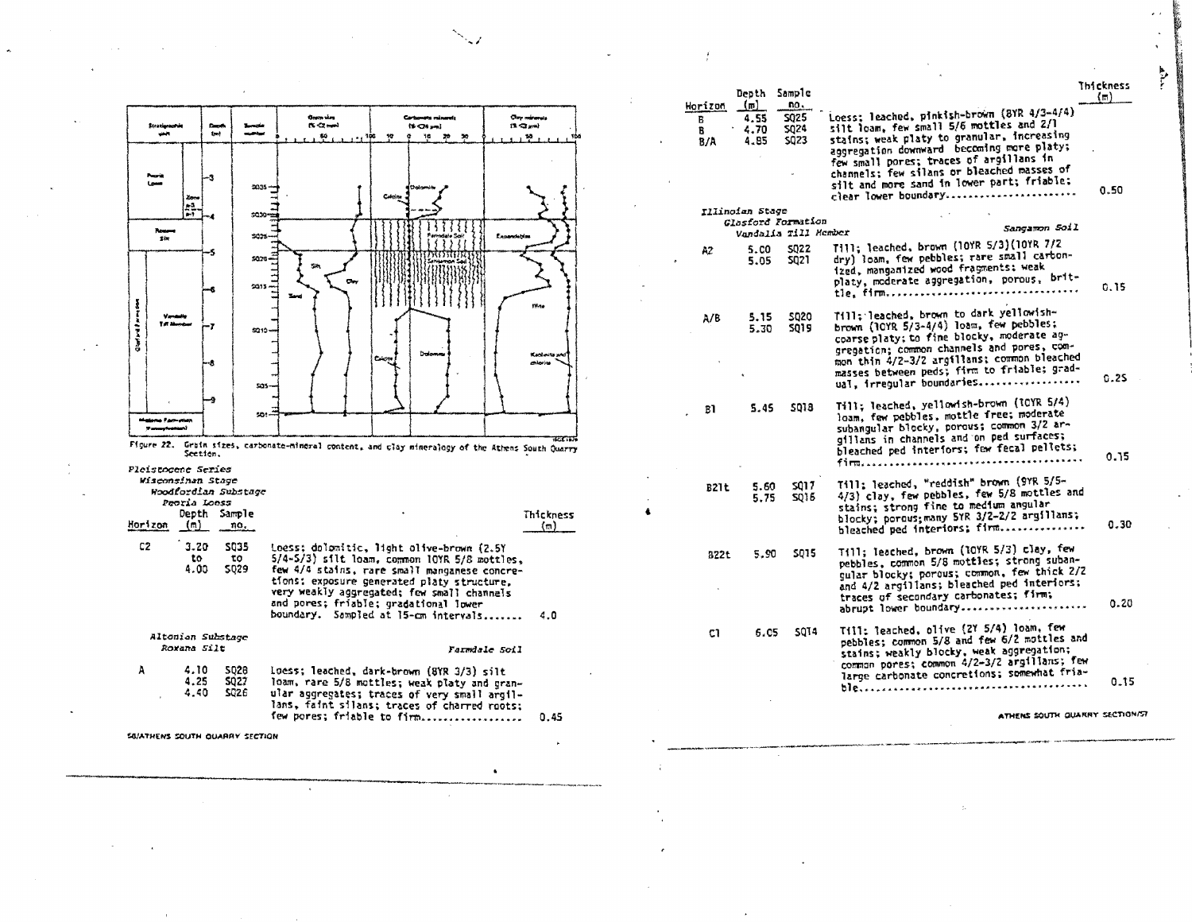Figure 22. Grain sizes, carbonate-mineral content, and clay mineralogy of the Athens South Quarry Section.

*Pleistocene Series*

*Wisconsinan Stage*

*Woodfordian Substage*

*Peoria Loess*

| Horizon | Depth (m) | Sample no. | | Thickness (m) |
|---|---|---|---|---|
| C2 | 3.20 to 4.00 | SQ35 to SQ29 | Loess; dolomitic, light olive-brown (2.5Y 5/4-5/3) silt loam, common 10YR 5/8 mottles, few 4/4 stains, rare small manganese concretions; exposure generated platy structure, very weakly aggregated; few small channels and pores; friable; gradational lower boundary. Sampled at 15-cm intervals....... | 4.0 |

*Altonian Substage*

*Roxana Silt* — *Farmdale Soil*

| Horizon | Depth (m) | Sample no. | | Thickness (m) |
|---|---|---|---|---|
| A | 4.10<br>4.25<br>4.40 | SQ28<br>SQ27<br>SQ26 | Loess; leached, dark-brown (8YR 3/3) silt loam, rare 5/8 mottles; weak platy and granular aggregates; traces of very small argillans, faint silans; traces of charred roots; few pores; friable to firm.................. | 0.45 |
| B<br>B<br>B/A | 4.55<br>4.70<br>4.85 | SQ25<br>SQ24<br>SQ23 | Loess; leached, pinkish-brown (8YR 4/3-4/4) silt loam, few small 5/6 mottles and 2/1 stains; weak platy to granular, increasing aggregation downward becoming more platy; few small pores; traces of argillans in channels; few silans or bleached masses of silt and more sand in lower part; friable; clear lower boundary........................ | 0.50 |

*Illinoian Stage*

*Glasford Formation*

*Vandalia Till Member* — *Sangamon Soil*

| Horizon | Depth (m) | Sample no. | | Thickness (m) |
|---|---|---|---|---|
| A2 | 5.00<br>5.05 | SQ22<br>SQ21 | Till; leached, brown (10YR 5/3)(10YR 7/2 dry) loam, few pebbles; rare small carbonized, manganized wood fragments; weak platy, moderate aggregation, porous, brittle, firm.................................... | 0.15 |
| A/B | 5.15<br>5.30 | SQ20<br>SQ19 | Till; leached, brown to dark yellowish-brown (10YR 5/3-4/4) loam, few pebbles; coarse platy; to fine blocky, moderate aggregation; common channels and pores, common thin 4/2-3/2 argillans; common bleached masses between peds; firm to friable; gradual, irregular boundaries.................. | 0.25 |
| B1 | 5.45 | SQ18 | Till; leached, yellowish-brown (10YR 5/4) loam, few pebbles, mottle free; moderate subangular blocky, porous; common 3/2 argillans in channels and on ped surfaces; bleached ped interiors; few fecal pellets; firm........................................ | 0.15 |
| B21t | 5.60<br>5.75 | SQ17<br>SQ16 | Till; leached, "reddish" brown (9YR 5/5-4/3) clay, few pebbles, few 5/8 mottles and stains; strong fine to medium angular blocky; porous; many 5YR 3/2-2/2 argillans; bleached ped interiors; firm................ | 0.30 |
| B22t | 5.90 | SQ15 | Till; leached, brown (10YR 5/3) clay, few pebbles, common 5/8 mottles; strong subangular blocky; porous; common, few thick 2/2 and 4/2 argillans; bleached ped interiors; traces of secondary carbonates; firm; abrupt lower boundary........................ | 0.20 |
| C1 | 6.05 | SQ14 | Till; leached, olive (2Y 5/4) loam, few pebbles; common 5/8 and few 6/2 mottles and stains; weakly blocky, weak aggregation; common pores; common 4/2-3/2 argillans; few large carbonate concretions; somewhat friable........................................... | 0.15 |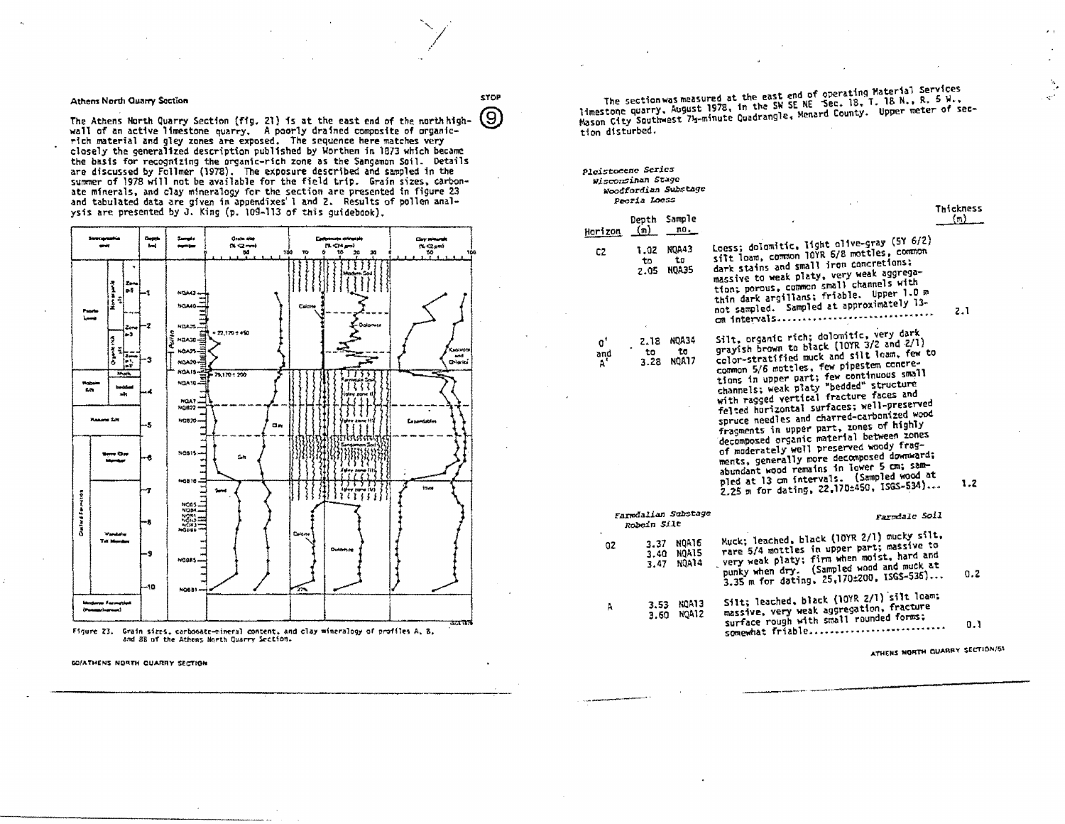### Athens North Quarry Section

STOP 9

The Athens North Quarry Section (fig. 21) is at the east end of the north highwall of an active limestone quarry. A poorly drained composite of organic-rich material and gley zones are exposed. The sequence here matches very closely the generalized description published by Worthen in 1873 which became the basis for recognizing the organic-rich zone as the Sangamon Soil. Details are discussed by Follmer (1978). The exposure described and sampled in the summer of 1978 will not be available for the field trip. Grain sizes, carbonate minerals, and clay mineralogy for the section are presented in figure 23 and tabulated data are given in appendixes 1 and 2. Results of pollen analysis are presented by J. King (p. 109-113 of this guidebook).

Figure 23. Grain sizes, carbonate-mineral content, and clay mineralogy of profiles A, B, and BB of the Athens North Quarry Section.

The section was measured at the east end of operating Material Services limestone quarry, August 1978, in the SW SE NE Sec. 18, T. 18 N., R. 5 W., Mason City Southwest 7½-minute Quadrangle, Menard County. Upper meter of section disturbed.

*Pleistocene Series*
*Wisconsinan Stage*
*Woodfordian Substage*
*Peoria Loess*

| Horizon | Depth (m) | Sample no. | Description | Thickness (m) |
|---|---|---|---|---|
| C2 | 1.02 to 2.05 | NQA43 to NQA35 | Loess; dolomitic, light olive-gray (5Y 6/2) silt loam, common 10YR 6/8 mottles, common dark stains and small iron concretions; massive to weak platy, very weak aggregation; porous, common small channels with thin dark argillans; friable. Upper 1.0 m not sampled. Sampled at approximately 13-cm intervals.................................... | 2.1 |
| O' and A' | 2.18 to 3.28 | NQA34 to NQA17 | Silt, organic rich; dolomitic, very dark grayish brown to black (10YR 3/2 and 2/1) color-stratified muck and silt loam, few to common 5/6 mottles, few pipestem concretions in upper part; few continuous small channels; weak platy "bedded" structure with ragged vertical fracture faces and felted horizontal surfaces; well-preserved spruce needles and charred-carbonized wood fragments in upper part, zones of highly decomposed organic material between zones of moderately well preserved woody fragments, generally more decomposed downward; abundant wood remains in lower 5 cm; sampled at 13 cm intervals. (Sampled wood at 2.25 m for dating, 22,170±450, ISGS-534)... | 1.2 |

*Farmdalian Substage*
*Robein Silt*
*Farmdale Soil*

| Horizon | Depth (m) | Sample no. | Description | Thickness (m) |
|---|---|---|---|---|
| O2 | 3.37 3.40 3.47 | NQA16 NQA15 NQA14 | Muck; leached, black (10YR 2/1) mucky silt, rare 5/4 mottles in upper part; massive to very weak platy; firm when moist, hard and punky when dry. (Sampled wood and muck at 3.35 m for dating, 25,170±200, ISGS-536)... | 0.2 |
| A | 3.53 3.60 | NQA13 NQA12 | Silt; leached, black (10YR 2/1) silt loam; massive, very weak aggregation, fracture surface rough with small rounded forms; somewhat friable............................ | 0.1 |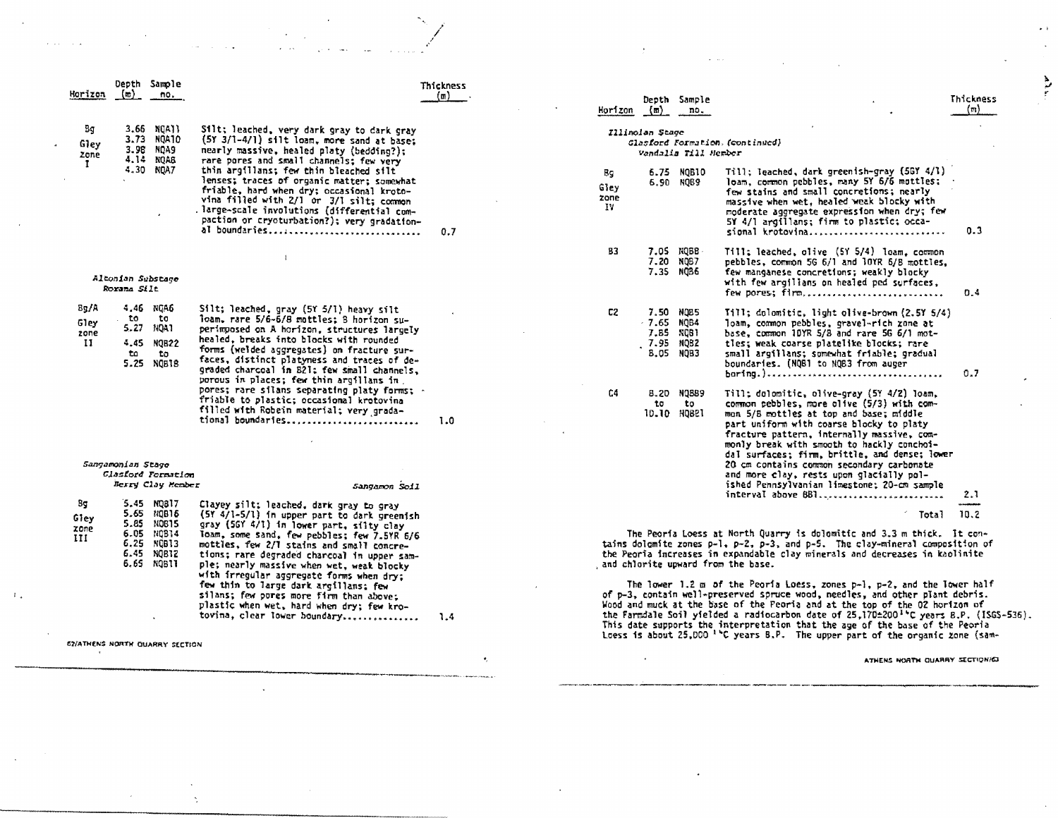| Horizon | Depth (m) | Sample no. | | Thickness (m) |
|---|---|---|---|---|
| Bg Gley zone I | 3.66<br>3.73<br>3.98<br>4.14<br>4.30 | NQA11<br>NQA10<br>NQA9<br>NQA8<br>NQA7 | Silt; leached, very dark gray to dark gray (5Y 3/1-4/1) silt loam, more sand at base; nearly massive, healed platy (bedding?); rare pores and small channels; few very thin argillans; few thin bleached silt lenses; traces of organic matter; somewhat friable, hard when dry; occasional krotovina filled with 2/1 or 3/1 silt; common large-scale involutions (differential compaction or cryoturbation?); very gradational boundaries.............................. | 0.7 |
| *Altonian Substage*<br>*Roxana Silt* | | | | |
| Bg/A Gley zone II | 4.46 to 5.27<br>4.45 to 5.25 | NQA6 to NQA1<br>NQB22 to NQB18 | Silt; leached, gray (5Y 5/1) heavy silt loam, rare 5/6-6/8 mottles; B horizon superimposed on A horizon, structures largely healed, breaks into blocks with rounded forms (welded aggregates) on fracture surfaces, distinct platyness and traces of degraded charcoal in B21; few small channels, porous in places; few thin argillans in pores; rare silans separating platy forms; friable to plastic; occasional krotovina filled with Robein material; very gradational boundaries........................... | 1.0 |
| *Sangamonian Stage*<br>*Glasford Formation*<br>*Berry Clay Member* | | | *Sangamon Soil* | |
| Bg Gley zone III | 5.45<br>5.65<br>5.85<br>6.05<br>6.25<br>6.45<br>6.65 | NQB17<br>NQB16<br>NQB15<br>NQB14<br>NQB13<br>NQB12<br>NQB11 | Clayey silt; leached, dark gray to gray (5Y 4/1-5/1) in upper part to dark greenish gray (5GY 4/1) in lower part, silty clay loam, some sand, few pebbles; few 7.5YR 6/6 mottles, few 2/1 stains and small concretions; rare degraded charcoal in upper sample; nearly massive when wet, weak blocky with irregular aggregate forms when dry; few thin to large dark argillans; few silans; few pores more firm than above; plastic when wet, hard when dry; few krotovina, clear lower boundary............... | 1.4 |

| Horizon | Depth (m) | Sample no. | | Thickness (m) |
|---|---|---|---|---|
| *Illinoian Stage*<br>*Glasford Formation (continued)*<br>*Vandalia Till Member* | | | | |
| Bg Gley zone IV | 6.75<br>6.90 | NQB10<br>NQB9 | Till; leached, dark greenish-gray (5GY 4/1) loam, common pebbles, many 5Y 6/6 mottles; few stains and small concretions; nearly massive when wet, healed weak blocky with moderate aggregate expression when dry; few 5Y 4/1 argillans; firm to plastic; occasional krotovina............................ | 0.3 |
| B3 | 7.05<br>7.20<br>7.35 | NQB8<br>NQB7<br>NQB6 | Till; leached, olive (5Y 5/4) loam, common pebbles, common 5G 6/1 and 10YR 6/8 mottles, few manganese concretions; weakly blocky with few argillans on healed ped surfaces, few pores; firm............................. | 0.4 |
| C2 | 7.50<br>7.65<br>7.85<br>7.95<br>8.05 | NQB5<br>NQB4<br>NQB1<br>NQB2<br>NQB3 | Till; dolomitic, light olive-brown (2.5Y 5/4) loam, common pebbles, gravel-rich zone at base, common 10YR 5/8 and rare 5G 6/1 mottles; weak coarse platelike blocks; rare small argillans; somewhat friable; gradual boundaries. (NQB1 to NQB3 from auger boring.)..................................... | 0.7 |
| C4 | 8.20 to 10.10 | NQB89 to NQB21 | Till; dolomitic, olive-gray (5Y 4/2) loam, common pebbles, more olive (5/3) with common 5/8 mottles at top and base; middle part uniform with coarse blocky to platy fracture pattern, internally massive, commonly break with smooth to hackly conchoidal surfaces; firm, brittle, and dense; lower 20 cm contains common secondary carbonate and more clay, rests upon glacially polished Pennsylvanian limestone; 20-cm sample interval above 8B1.......................... | 2.1 |
| | | | Total | 10.2 |

The Peoria Loess at North Quarry is dolomitic and 3.3 m thick. It contains dolomite zones p-1, p-2, p-3, and p-5. The clay-mineral composition of the Peoria increases in expandable clay minerals and decreases in kaolinite and chlorite upward from the base.

The lower 1.2 m of the Peoria Loess, zones p-1, p-2, and the lower half of p-3, contain well-preserved spruce wood, needles, and other plant debris. Wood and muck at the base of the Peoria and at the top of the O2 horizon of the Farmdale Soil yielded a radiocarbon date of 25,170±200 $^{14}$C years B.P. (ISGS-536). This date supports the interpretation that the age of the base of the Peoria Loess is about 25,000 $^{14}$C years B.P. The upper part of the organic zone (sam-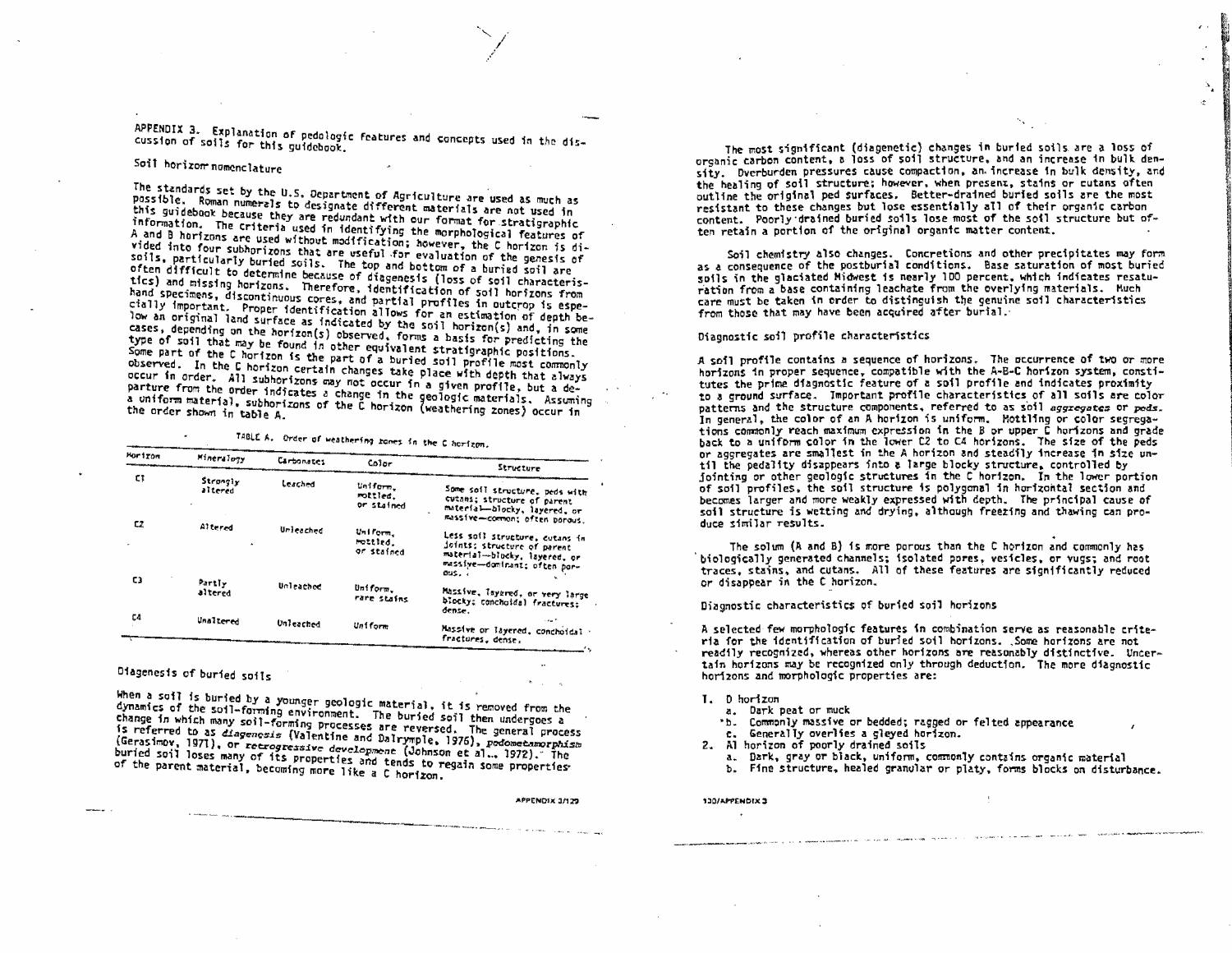APPENDIX 3. Explanation of pedologic features and concepts used in the discussion of soils for this guidebook.

## Soil horizon nomenclature

The standards set by the U.S. Department of Agriculture are used as much as possible. Roman numerals to designate different materials are not used in this guidebook because they are redundant with our format for stratigraphic information. The criteria used in identifying the morphological features of A and B horizons are used without modification; however, the C horizon is divided into four subhorizons that are useful for evaluation of the genesis of soils, particularly buried soils. The top and bottom of a buried soil are often difficult to determine because of diagenesis (loss of soil characteristics) and missing horizons. Therefore, identification of soil horizons from hand specimens, discontinuous cores, and partial profiles in outcrop is especially important. Proper identification allows for an estimation of depth below an original land surface as indicated by the soil horizon(s) and, in some cases, depending on the horizon(s) observed, forms a basis for predicting the type of soil that may be found in other equivalent stratigraphic positions. Some part of the C horizon is the part of a buried soil profile most commonly observed. In the C horizon certain changes take place with depth that always occur in order. All subhorizons may not occur in a given profile, but a departure from the order indicates a change in the geologic materials. Assuming a uniform material, subhorizons of the C horizon (weathering zones) occur in the order shown in table A.

TABLE A. Order of weathering zones in the C horizon.

| Horizon | Mineralogy | Carbonates | Color | Structure |
|---|---|---|---|---|
| C1 | Strongly altered | Leached | Uniform, mottled, or stained | Some soil structure, peds with cutans; structure of parent material—blocky, layered, or massive—common; often porous. |
| C2 | Altered | Unleached | Uniform, mottled, or stained | Less soil structure, cutans in joints; structure of parent material—blocky, layered, or massive—dominant; often porous. |
| C3 | Partly altered | Unleached | Uniform, rare stains | Massive, layered, or very large blocky; conchoidal fractures; dense. |
| C4 | Unaltered | Unleached | Uniform | Massive or layered, conchoidal fractures, dense. |

## Diagenesis of buried soils

When a soil is buried by a younger geologic material, it is removed from the dynamics of the soil-forming environment. The buried soil then undergoes a change in which many soil-forming processes are reversed. The general process is referred to as *diagenesis* (Valentine and Dalrymple, 1976), *podometamorphism* (Gerasimov, 1971), or *retrogressive development* (Johnson et al., 1972). The buried soil loses many of its properties and tends to regain some properties of the parent material, becoming more like a C horizon.

The most significant (diagenetic) changes in buried soils are a loss of organic carbon content, a loss of soil structure, and an increase in bulk density. Overburden pressures cause compaction, an increase in bulk density, and the healing of soil structure; however, when present, stains or cutans often outline the original ped surfaces. Better-drained buried soils are the most resistant to these changes but lose essentially all of their organic carbon content. Poorly drained buried soils lose most of the soil structure but often retain a portion of the original organic matter content.

Soil chemistry also changes. Concretions and other precipitates may form as a consequence of the postburial conditions. Base saturation of most buried soils in the glaciated Midwest is nearly 100 percent, which indicates resaturation from a base containing leachate from the overlying materials. Much care must be taken in order to distinguish the genuine soil characteristics from those that may have been acquired after burial.

## Diagnostic soil profile characteristics

A soil profile contains a sequence of horizons. The occurrence of two or more horizons in proper sequence, compatible with the A-B-C horizon system, constitutes the prime diagnostic feature of a soil profile and indicates proximity to a ground surface. Important profile characteristics of all soils are color patterns and the structure components, referred to as soil *aggregates* or *peds*. In general, the color of an A horizon is uniform. Mottling or color segregations commonly reach maximum expression in the B or upper C horizons and grade back to a uniform color in the lower C2 to C4 horizons. The size of the peds or aggregates are smallest in the A horizon and steadily increase in size until the pedality disappears into a large blocky structure, controlled by jointing or other geologic structures in the C horizon. In the lower portion of soil profiles, the soil structure is polygonal in horizontal section and becomes larger and more weakly expressed with depth. The principal cause of soil structure is wetting and drying, although freezing and thawing can produce similar results.

The solum (A and B) is more porous than the C horizon and commonly has biologically generated channels; isolated pores, vesicles, or vugs; and root traces, stains, and cutans. All of these features are significantly reduced or disappear in the C horizon.

## Diagnostic characteristics of buried soil horizons

A selected few morphologic features in combination serve as reasonable criteria for the identification of buried soil horizons. Some horizons are not readily recognized, whereas other horizons are reasonably distinctive. Uncertain horizons may be recognized only through deduction. The more diagnostic horizons and morphologic properties are:

1. O horizon
   a. Dark peat or muck
   b. Commonly massive or bedded; ragged or felted appearance
   c. Generally overlies a gleyed horizon.
2. Al horizon of poorly drained soils
   a. Dark, gray or black, uniform, commonly contains organic material
   b. Fine structure, healed granular or platy, forms blocks on disturbance.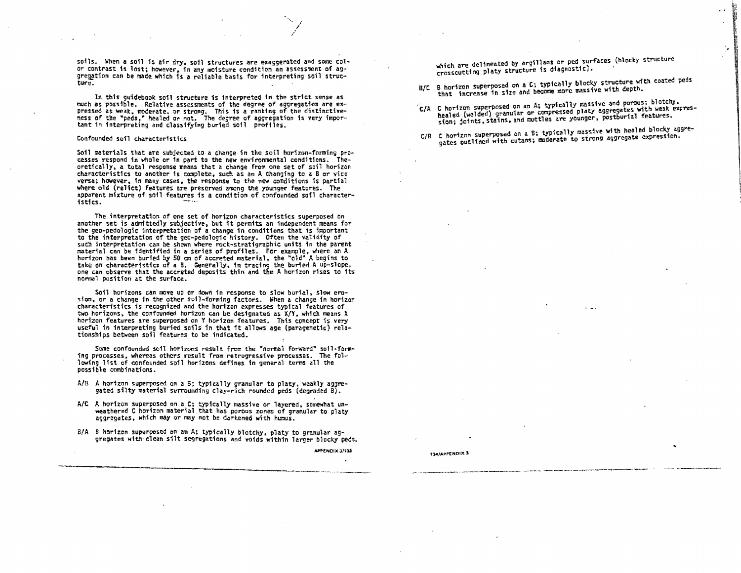soils. When a soil is air dry, soil structures are exaggerated and some color contrast is lost; however, in any moisture condition an assessment of aggregation can be made which is a reliable basis for interpreting soil structure.

In this guidebook soil structure is interpreted in the strict sense as much as possible. Relative assessments of the degree of aggregation are expressed as weak, moderate, or strong. This is a ranking of the distinctiveness of the "peds," healed or not. The degree of aggregation is very important in interpreting and classifying buried soil profiles.

### Confounded soil characteristics

Soil materials that are subjected to a change in the soil horizon-forming processes respond in whole or in part to the new environmental conditions. Theoretically, a total response means that a change from one set of soil horizon characteristics to another is complete, such as an A changing to a B or vice versa; however, in many cases, the response to the new conditions is partial where old (relict) features are preserved among the younger features. The apparent mixture of soil features is a condition of confounded soil characteristics.

The interpretation of one set of horizon characteristics superposed on another set is admittedly subjective, but it permits an independent means for the geo-pedologic interpretation of a change in conditions that is important to the interpretation of the geo-pedologic history. Often the validity of such interpretation can be shown where rock-stratigraphic units in the parent material can be identified in a series of profiles. For example, where an A horizon has been buried by 50 cm of accreted material, the "old" A begins to take on characteristics of a B. Generally, in tracing the buried A up-slope, one can observe that the accreted deposits thin and the A horizon rises to its normal position at the surface.

Soil horizons can move up or down in response to slow burial, slow erosion, or a change in the other soil-forming factors. When a change in horizon characteristics is recognized and the horizon expresses typical features of two horizons, the confounded horizon can be designated as X/Y, which means X horizon features are superposed on Y horizon features. This concept is very useful in interpreting buried soils in that it allows age (paragenetic) relationships between soil features to be indicated.

Some confounded soil horizons result from the "normal forward" soil-forming processes, whereas others result from retrogressive processes. The following list of confounded soil horizons defines in general terms all the possible combinations.

- A/B A horizon superposed on a B; typically granular to platy, weakly aggregated silty material surrounding clay-rich rounded peds (degraded B).
- A/C A horizon superposed on a C; typically massive or layered, somewhat unweathered C horizon material that has porous zones of granular to platy aggregates, which may or may not be darkened with humus.
- B/A B horizon superposed on an A; typically blotchy, platy to granular aggregates with clean silt segregations and voids within larger blocky peds, which are delineated by argillans or ped surfaces (blocky structure crosscutting platy structure is diagnostic).
- B/C B horizon superposed on a C; typically blocky structure with coated peds that increase in size and become more massive with depth.
- C/A C horizon superposed on an A; typically massive and porous; blotchy, healed (welded) granular or compressed platy aggregates with weak expression; joints, stains, and mottles are younger, postburial features.
- C/B C horizon superposed on a B; typically massive with healed blocky aggregates outlined with cutans; moderate to strong aggregate expression.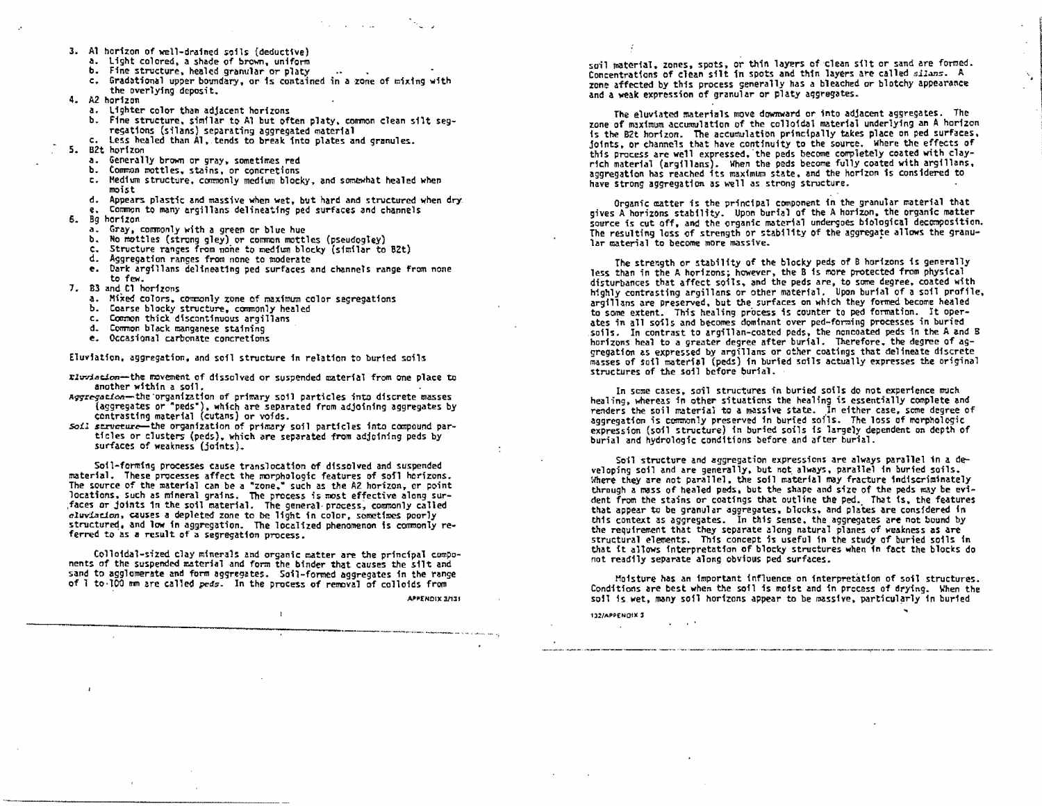3. A1 horizon of well-drained soils (deductive)
   a. Light colored, a shade of brown, uniform
   b. Fine structure, healed granular or platy
   c. Gradational upper boundary, or is contained in a zone of mixing with the overlying deposit.
4. A2 horizon
   a. Lighter color than adjacent horizons
   b. Fine structure, similar to A1 but often platy, common clean silt segregations (silans) separating aggregated material
   c. Less healed than A1, tends to break into plates and granules.
5. B2t horizon
   a. Generally brown or gray, sometimes red
   b. Common mottles, stains, or concretions
   c. Medium structure, commonly medium blocky, and somewhat healed when moist
   d. Appears plastic and massive when wet, but hard and structured when dry
   e. Common to many argillans delineating ped surfaces and channels
6. Bg horizon
   a. Gray, commonly with a green or blue hue
   b. No mottles (strong gley) or common mottles (pseudogley)
   c. Structure ranges from none to medium blocky (similar to B2t)
   d. Aggregation ranges from none to moderate
   e. Dark argillans delineating ped surfaces and channels range from none to few.
7. B3 and C1 horizons
   a. Mixed colors, commonly zone of maximum color segregations
   b. Coarse blocky structure, commonly healed
   c. Common thick discontinuous argillans
   d. Common black manganese staining
   e. Occasional carbonate concretions

Eluviation, aggregation, and soil structure in relation to buried soils

*Eluviation*—the movement of dissolved or suspended material from one place to another within a soil.

*Aggregation*—the organization of primary soil particles into discrete masses (aggregates or "peds"), which are separated from adjoining aggregates by contrasting material (cutans) or voids.

*Soil structure*—the organization of primary soil particles into compound particles or clusters (peds), which are separated from adjoining peds by surfaces of weakness (joints).

Soil-forming processes cause translocation of dissolved and suspended material. These processes affect the morphologic features of soil horizons. The source of the material can be a "zone," such as the A2 horizon, or point locations, such as mineral grains. The process is most effective along surfaces or joints in the soil material. The general process, commonly called *eluviation*, causes a depleted zone to be light in color, sometimes poorly structured, and low in aggregation. The localized phenomenon is commonly referred to as a result of a segregation process.

Colloidal-sized clay minerals and organic matter are the principal components of the suspended material and form the binder that causes the silt and sand to agglomerate and form aggregates. Soil-formed aggregates in the range of 1 to 100 mm are called *peds*. In the process of removal of colloids from soil material, zones, spots, or thin layers of clean silt or sand are formed. Concentrations of clean silt in spots and thin layers are called *silans*. A zone affected by this process generally has a bleached or blotchy appearance and a weak expression of granular or platy aggregates.

The eluviated materials move downward or into adjacent aggregates. The zone of maximum accumulation of the colloidal material underlying an A horizon is the B2t horizon. The accumulation principally takes place on ped surfaces, joints, or channels that have continuity to the source. Where the effects of this process are well expressed, the peds become completely coated with clay-rich material (argillans). When the peds become fully coated with argillans, aggregation has reached its maximum state, and the horizon is considered to have strong aggregation as well as strong structure.

Organic matter is the principal component in the granular material that gives A horizons stability. Upon burial of the A horizon, the organic matter source is cut off, and the organic material undergoes biological decomposition. The resulting loss of strength or stability of the aggregate allows the granular material to become more massive.

The strength or stability of the blocky peds of B horizons is generally less than in the A horizons; however, the B is more protected from physical disturbances that affect soils, and the peds are, to some degree, coated with highly contrasting argillans or other material. Upon burial of a soil profile, argillans are preserved, but the surfaces on which they formed become healed to some extent. This healing process is counter to ped formation. It operates in all soils and becomes dominant over ped-forming processes in buried soils. In contrast to argillan-coated peds, the noncoated peds in the A and B horizons heal to a greater degree after burial. Therefore, the degree of aggregation as expressed by argillans or other coatings that delineate discrete masses of soil material (peds) in buried soils actually expresses the original structures of the soil before burial.

In some cases, soil structures in buried soils do not experience much healing, whereas in other situations the healing is essentially complete and renders the soil material to a massive state. In either case, some degree of aggregation is commonly preserved in buried soils. The loss of morphologic expression (soil structure) in buried soils is largely dependent on depth of burial and hydrologic conditions before and after burial.

Soil structure and aggregation expressions are always parallel in a developing soil and are generally, but not always, parallel in buried soils. Where they are not parallel, the soil material may fracture indiscriminately through a mass of healed peds, but the shape and size of the peds may be evident from the stains or coatings that outline the ped. That is, the features that appear to be granular aggregates, blocks, and plates are considered in this context as aggregates. In this sense, the aggregates are not bound by the requirement that they separate along natural planes of weakness as are structural elements. This concept is useful in the study of buried soils in that it allows interpretation of blocky structures when in fact the blocks do not readily separate along obvious ped surfaces.

Moisture has an important influence on interpretation of soil structures. Conditions are best when the soil is moist and in process of drying. When the soil is wet, many soil horizons appear to be massive, particularly in buried